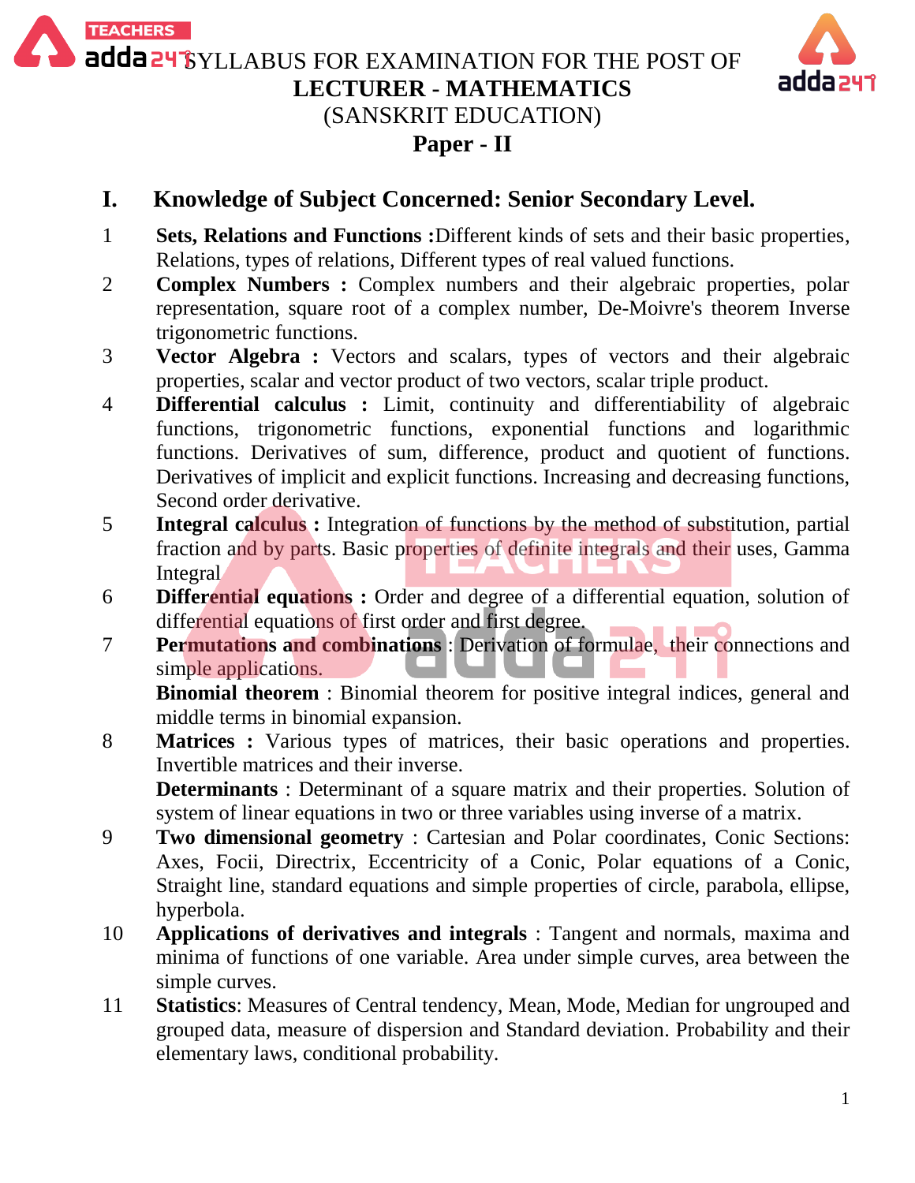# SYLLABUS FOR EXAMINATION FOR THE POST OF
# LECTURER - MATHEMATICS
## (SANSKRIT EDUCATION)
## Paper - II

## I. Knowledge of Subject Concerned: Senior Secondary Level.

1. **Sets, Relations and Functions :** Different kinds of sets and their basic properties, Relations, types of relations, Different types of real valued functions.
2. **Complex Numbers :** Complex numbers and their algebraic properties, polar representation, square root of a complex number, De-Moivre's theorem Inverse trigonometric functions.
3. **Vector Algebra :** Vectors and scalars, types of vectors and their algebraic properties, scalar and vector product of two vectors, scalar triple product.
4. **Differential calculus :** Limit, continuity and differentiability of algebraic functions, trigonometric functions, exponential functions and logarithmic functions. Derivatives of sum, difference, product and quotient of functions. Derivatives of implicit and explicit functions. Increasing and decreasing functions, Second order derivative.
5. **Integral calculus :** Integration of functions by the method of substitution, partial fraction and by parts. Basic properties of definite integrals and their uses, Gamma Integral
6. **Differential equations :** Order and degree of a differential equation, solution of differential equations of first order and first degree.
7. **Permutations and combinations** : Derivation of formulae, their connections and simple applications.

   **Binomial theorem** : Binomial theorem for positive integral indices, general and middle terms in binomial expansion.
8. **Matrices :** Various types of matrices, their basic operations and properties. Invertible matrices and their inverse.

   **Determinants** : Determinant of a square matrix and their properties. Solution of system of linear equations in two or three variables using inverse of a matrix.
9. **Two dimensional geometry** : Cartesian and Polar coordinates, Conic Sections: Axes, Focii, Directrix, Eccentricity of a Conic, Polar equations of a Conic, Straight line, standard equations and simple properties of circle, parabola, ellipse, hyperbola.
10. **Applications of derivatives and integrals** : Tangent and normals, maxima and minima of functions of one variable. Area under simple curves, area between the simple curves.
11. **Statistics**: Measures of Central tendency, Mean, Mode, Median for ungrouped and grouped data, measure of dispersion and Standard deviation. Probability and their elementary laws, conditional probability.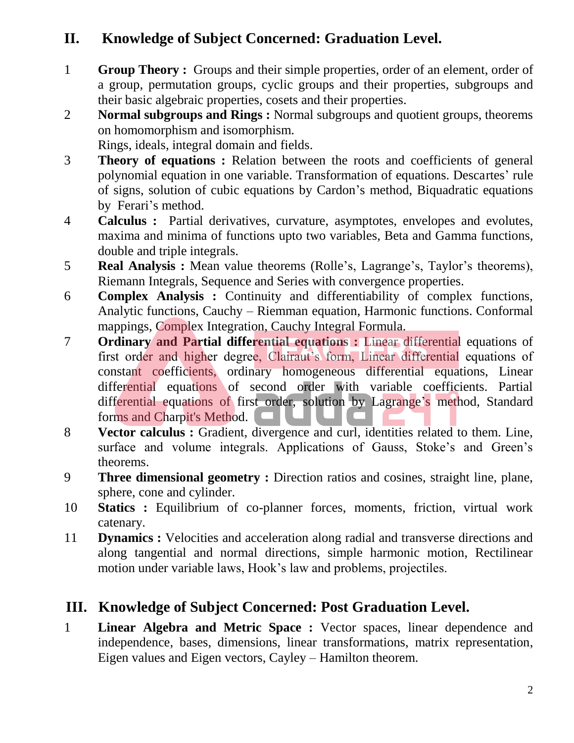## II. Knowledge of Subject Concerned: Graduation Level.

1. **Group Theory :** Groups and their simple properties, order of an element, order of a group, permutation groups, cyclic groups and their properties, subgroups and their basic algebraic properties, cosets and their properties.
2. **Normal subgroups and Rings :** Normal subgroups and quotient groups, theorems on homomorphism and isomorphism.
   Rings, ideals, integral domain and fields.
3. **Theory of equations :** Relation between the roots and coefficients of general polynomial equation in one variable. Transformation of equations. Descartes' rule of signs, solution of cubic equations by Cardon's method, Biquadratic equations by Ferari's method.
4. **Calculus :** Partial derivatives, curvature, asymptotes, envelopes and evolutes, maxima and minima of functions upto two variables, Beta and Gamma functions, double and triple integrals.
5. **Real Analysis :** Mean value theorems (Rolle's, Lagrange's, Taylor's theorems), Riemann Integrals, Sequence and Series with convergence properties.
6. **Complex Analysis :** Continuity and differentiability of complex functions, Analytic functions, Cauchy – Riemman equation, Harmonic functions. Conformal mappings, Complex Integration, Cauchy Integral Formula.
7. **Ordinary and Partial differential equations :** Linear differential equations of first order and higher degree, Clairaut's form, Linear differential equations of constant coefficients, ordinary homogeneous differential equations, Linear differential equations of second order with variable coefficients. Partial differential equations of first order, solution by Lagrange's method, Standard forms and Charpit's Method.
8. **Vector calculus :** Gradient, divergence and curl, identities related to them. Line, surface and volume integrals. Applications of Gauss, Stoke's and Green's theorems.
9. **Three dimensional geometry :** Direction ratios and cosines, straight line, plane, sphere, cone and cylinder.
10. **Statics :** Equilibrium of co-planner forces, moments, friction, virtual work catenary.
11. **Dynamics :** Velocities and acceleration along radial and transverse directions and along tangential and normal directions, simple harmonic motion, Rectilinear motion under variable laws, Hook's law and problems, projectiles.

## III. Knowledge of Subject Concerned: Post Graduation Level.

1. **Linear Algebra and Metric Space :** Vector spaces, linear dependence and independence, bases, dimensions, linear transformations, matrix representation, Eigen values and Eigen vectors, Cayley – Hamilton theorem.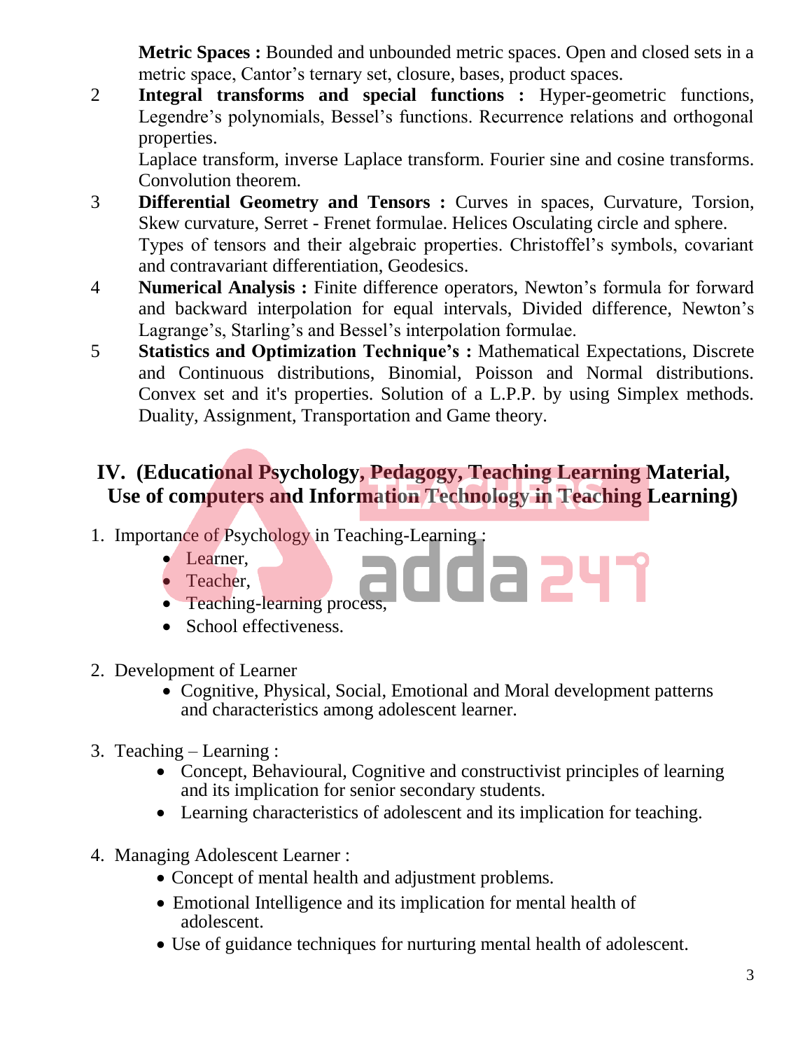**Metric Spaces :** Bounded and unbounded metric spaces. Open and closed sets in a metric space, Cantor's ternary set, closure, bases, product spaces.

2 **Integral transforms and special functions :** Hyper-geometric functions, Legendre's polynomials, Bessel's functions. Recurrence relations and orthogonal properties.

Laplace transform, inverse Laplace transform. Fourier sine and cosine transforms. Convolution theorem.

3 **Differential Geometry and Tensors :** Curves in spaces, Curvature, Torsion, Skew curvature, Serret - Frenet formulae. Helices Osculating circle and sphere.

Types of tensors and their algebraic properties. Christoffel's symbols, covariant and contravariant differentiation, Geodesics.

4 **Numerical Analysis :** Finite difference operators, Newton's formula for forward and backward interpolation for equal intervals, Divided difference, Newton's Lagrange's, Starling's and Bessel's interpolation formulae.

5 **Statistics and Optimization Technique's :** Mathematical Expectations, Discrete and Continuous distributions, Binomial, Poisson and Normal distributions. Convex set and it's properties. Solution of a L.P.P. by using Simplex methods. Duality, Assignment, Transportation and Game theory.

## IV. (Educational Psychology, Pedagogy, Teaching Learning Material, Use of computers and Information Technology in Teaching Learning)

1. Importance of Psychology in Teaching-Learning :
    - Learner,
    - Teacher,
    - Teaching-learning process,
    - School effectiveness.

2. Development of Learner
    - Cognitive, Physical, Social, Emotional and Moral development patterns and characteristics among adolescent learner.

3. Teaching – Learning :
    - Concept, Behavioural, Cognitive and constructivist principles of learning and its implication for senior secondary students.
    - Learning characteristics of adolescent and its implication for teaching.

4. Managing Adolescent Learner :
    - Concept of mental health and adjustment problems.
    - Emotional Intelligence and its implication for mental health of adolescent.
    - Use of guidance techniques for nurturing mental health of adolescent.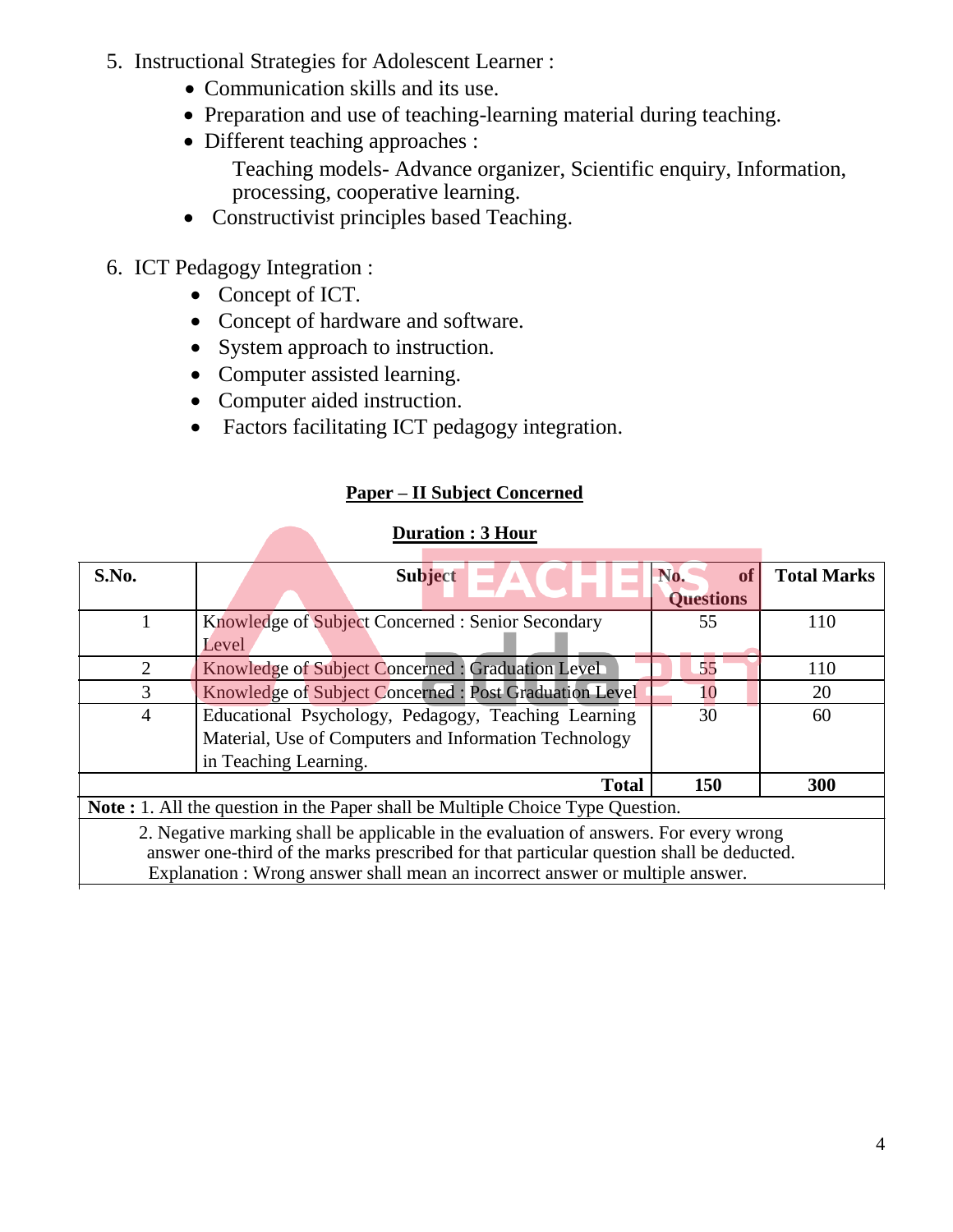5. Instructional Strategies for Adolescent Learner :
   - Communication skills and its use.
   - Preparation and use of teaching-learning material during teaching.
   - Different teaching approaches :

     Teaching models- Advance organizer, Scientific enquiry, Information, processing, cooperative learning.
   - Constructivist principles based Teaching.

6. ICT Pedagogy Integration :
   - Concept of ICT.
   - Concept of hardware and software.
   - System approach to instruction.
   - Computer assisted learning.
   - Computer aided instruction.
   - Factors facilitating ICT pedagogy integration.

## Paper – II Subject Concerned

**Duration : 3 Hour**

| S.No. | Subject | No. of Questions | Total Marks |
|---|---|---|---|
| 1 | Knowledge of Subject Concerned : Senior Secondary Level | 55 | 110 |
| 2 | Knowledge of Subject Concerned : Graduation Level | 55 | 110 |
| 3 | Knowledge of Subject Concerned : Post Graduation Level | 10 | 20 |
| 4 | Educational Psychology, Pedagogy, Teaching Learning Material, Use of Computers and Information Technology in Teaching Learning. | 30 | 60 |
| | **Total** | **150** | **300** |

**Note :** 1. All the question in the Paper shall be Multiple Choice Type Question.

2. Negative marking shall be applicable in the evaluation of answers. For every wrong answer one-third of the marks prescribed for that particular question shall be deducted. Explanation : Wrong answer shall mean an incorrect answer or multiple answer.